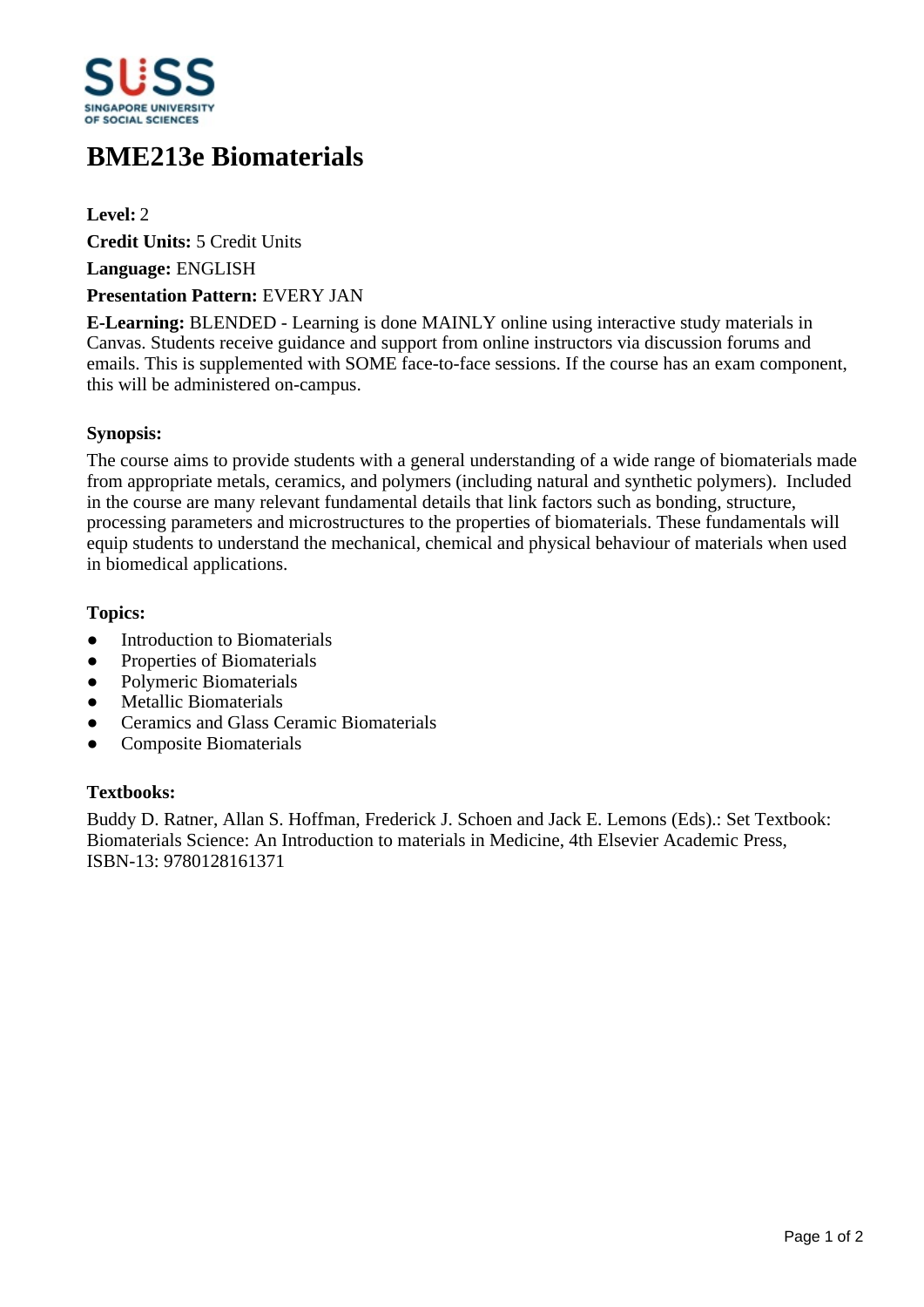# BME213e Biomaterials

**Level:** 2

**Credit Units:** 5 Credit Units

**Language:** ENGLISH

**Presentation Pattern:** EVERY JAN

**E-Learning:** BLENDED - Learning is done MAINLY online using interactive study materials in Canvas. Students receive guidance and support from online instructors via discussion forums and emails. This is supplemented with SOME face-to-face sessions. If the course has an exam component, this will be administered on-campus.

### Synopsis:

The course aims to provide students with a general understanding of a wide range of biomaterials made from appropriate metals, ceramics, and polymers (including natural and synthetic polymers). Included in the course are many relevant fundamental details that link factors such as bonding, structure, processing parameters and microstructures to the properties of biomaterials. These fundamentals will equip students to understand the mechanical, chemical and physical behaviour of materials when used in biomedical applications.

### Topics:

- Introduction to Biomaterials
- Properties of Biomaterials
- Polymeric Biomaterials
- Metallic Biomaterials
- Ceramics and Glass Ceramic Biomaterials
- Composite Biomaterials

### Textbooks:

Buddy D. Ratner, Allan S. Hoffman, Frederick J. Schoen and Jack E. Lemons (Eds).: Set Textbook: Biomaterials Science: An Introduction to materials in Medicine, 4th Elsevier Academic Press, ISBN-13: 9780128161371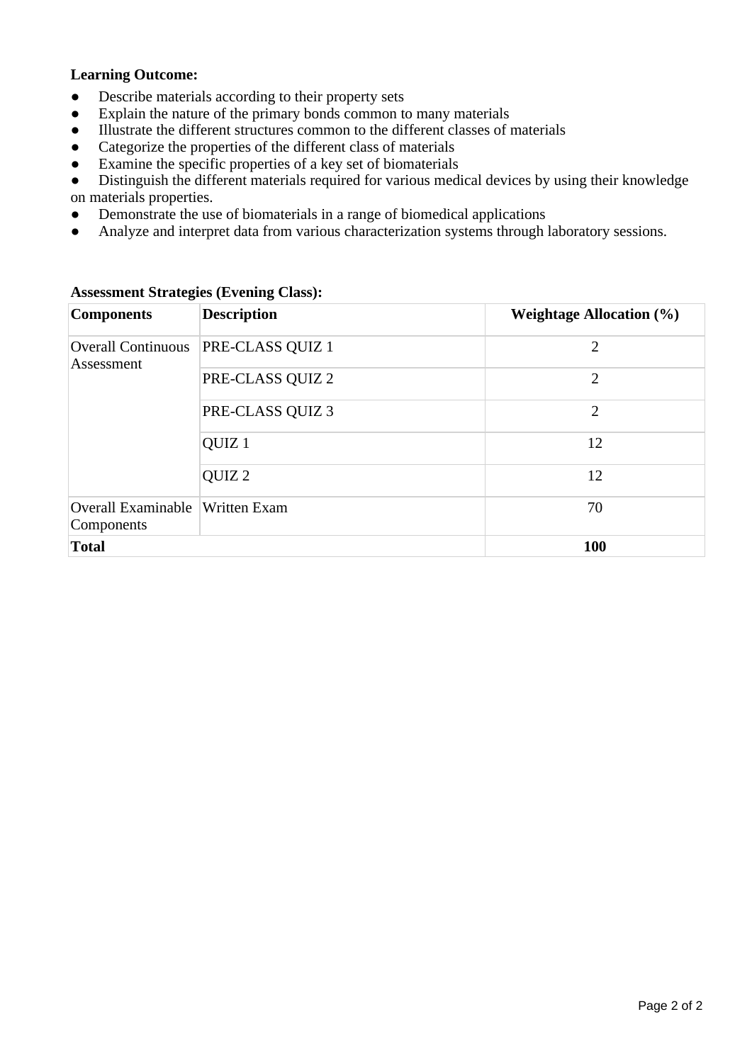**Learning Outcome:**

- Describe materials according to their property sets
- Explain the nature of the primary bonds common to many materials
- Illustrate the different structures common to the different classes of materials
- Categorize the properties of the different class of materials
- Examine the specific properties of a key set of biomaterials
- Distinguish the different materials required for various medical devices by using their knowledge on materials properties.
- Demonstrate the use of biomaterials in a range of biomedical applications
- Analyze and interpret data from various characterization systems through laboratory sessions.

**Assessment Strategies (Evening Class):**

| **Components** | **Description** | **Weightage Allocation (%)** |
|---|---|---|
| Overall Continuous Assessment | PRE-CLASS QUIZ 1 | 2 |
| | PRE-CLASS QUIZ 2 | 2 |
| | PRE-CLASS QUIZ 3 | 2 |
| | QUIZ 1 | 12 |
| | QUIZ 2 | 12 |
| Overall Examinable Components | Written Exam | 70 |
| **Total** | | **100** |